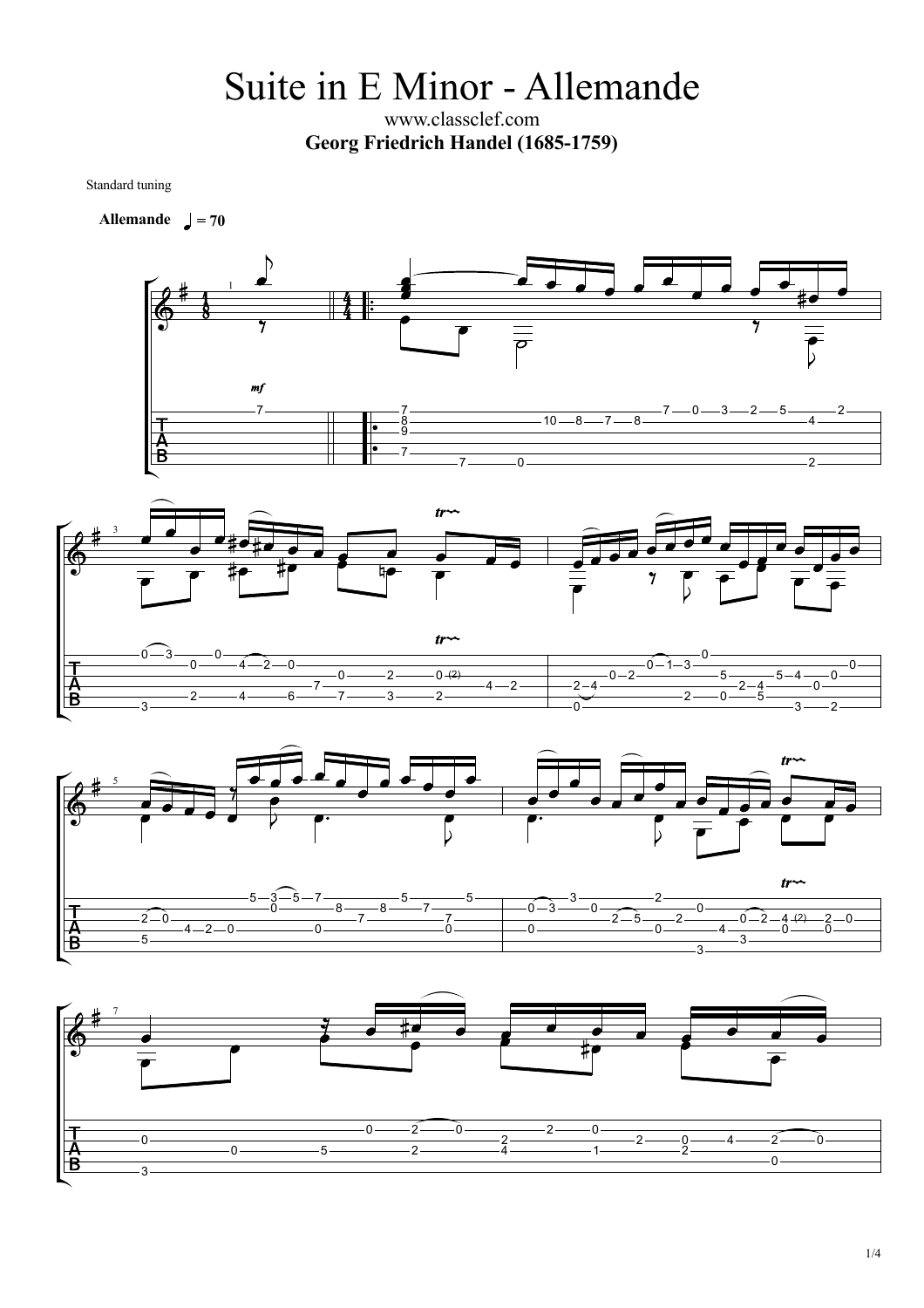# Suite in E Minor - Allemande

www.classclef.com

**Georg Friedrich Handel (1685-1759)**

Standard tuning

**Allemande** ♩ = 70